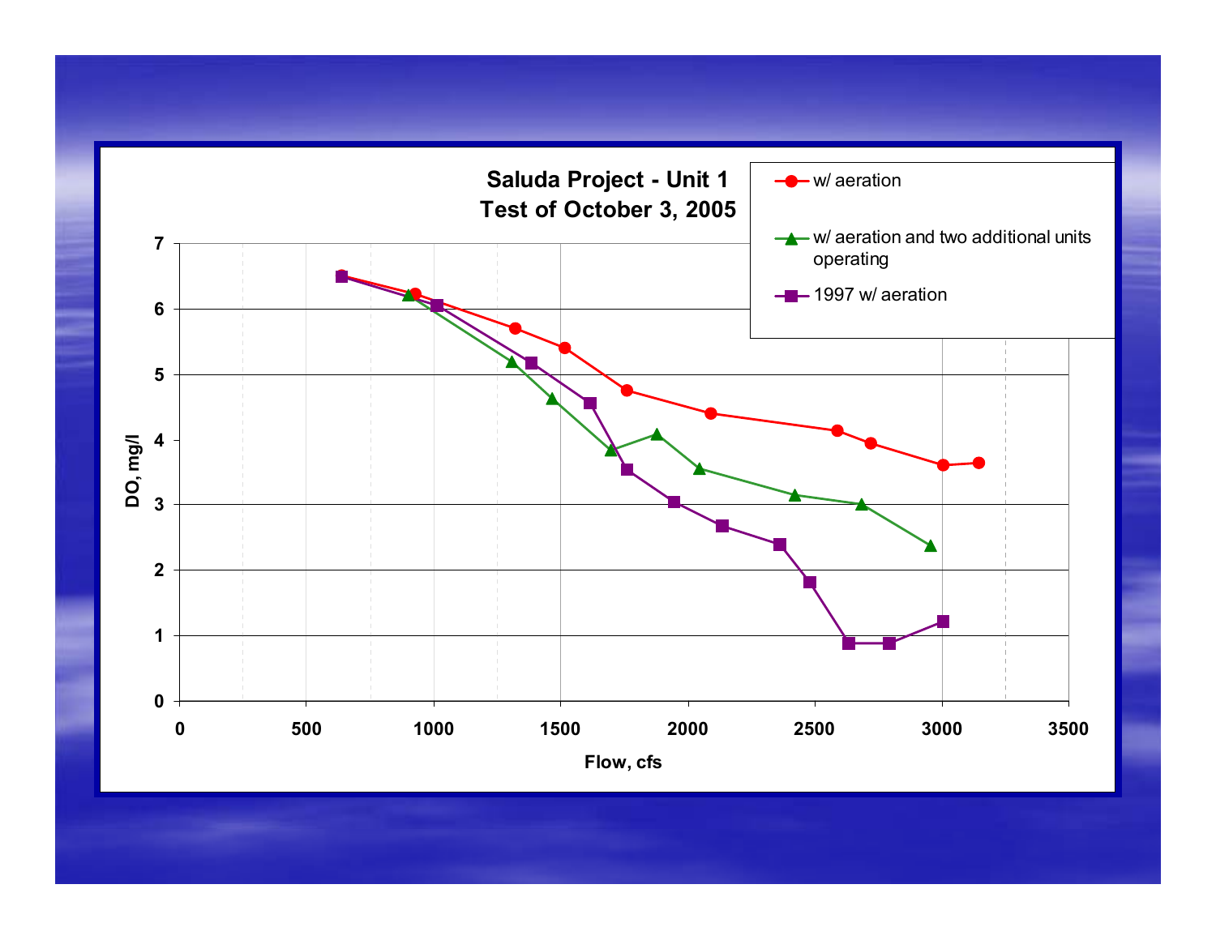## Saluda Project - Unit 1
## Test of October 3, 2005

w/ aeration

w/ aeration and two additional units operating

1997 w/ aeration

DO, mg/l

7
6
5
4
3
2
1
0

0 500 1000 1500 2000 2500 3000 3500

Flow, cfs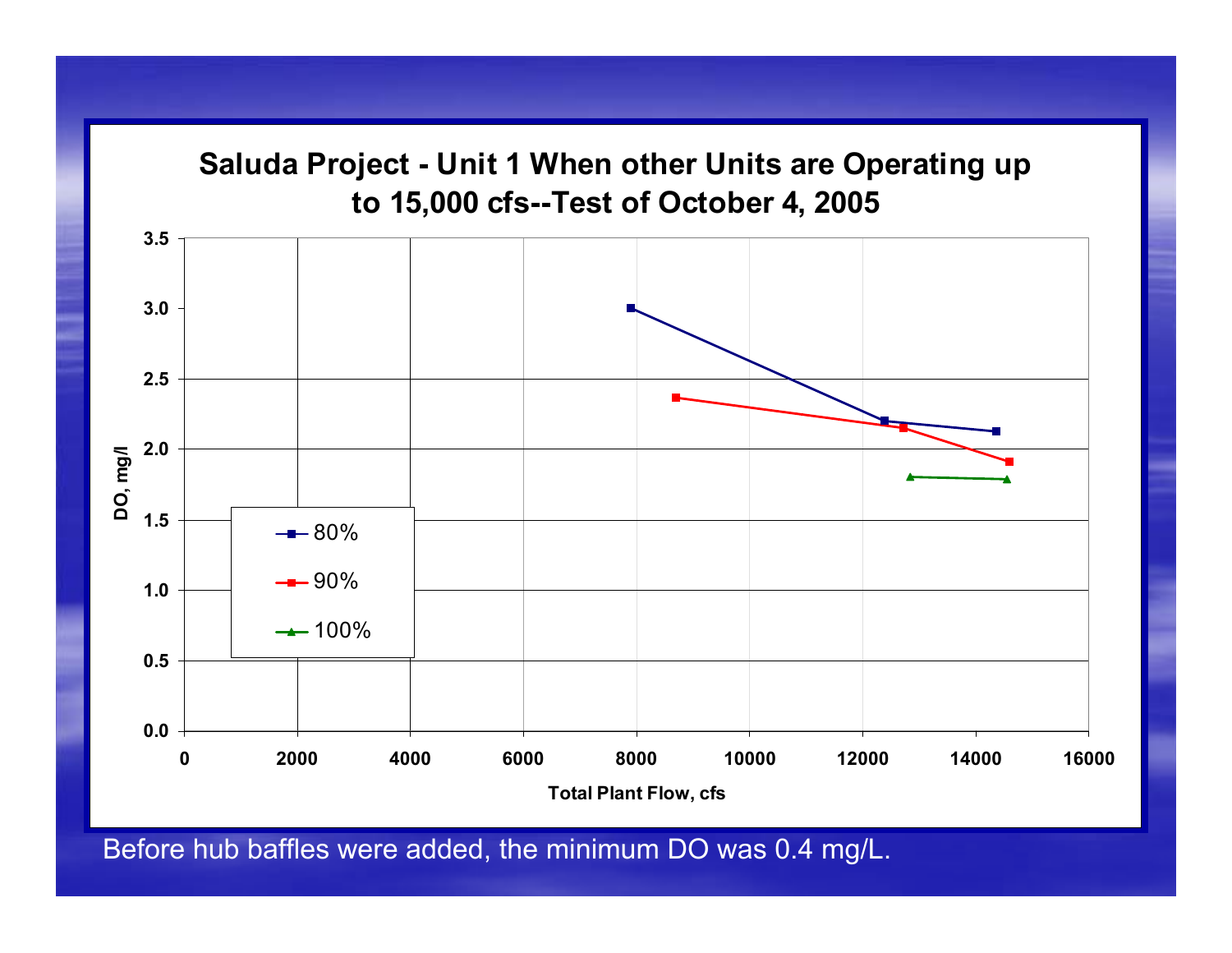## Saluda Project - Unit 1 When other Units are Operating up to 15,000 cfs--Test of October 4, 2005

DO, mg/l

3.5
3.0
2.5
2.0
1.5
1.0
0.5
0.0

0
2000
4000
6000
8000
10000
12000
14000
16000

Total Plant Flow, cfs

80%
90%
100%

Before hub baffles were added, the minimum DO was 0.4 mg/L.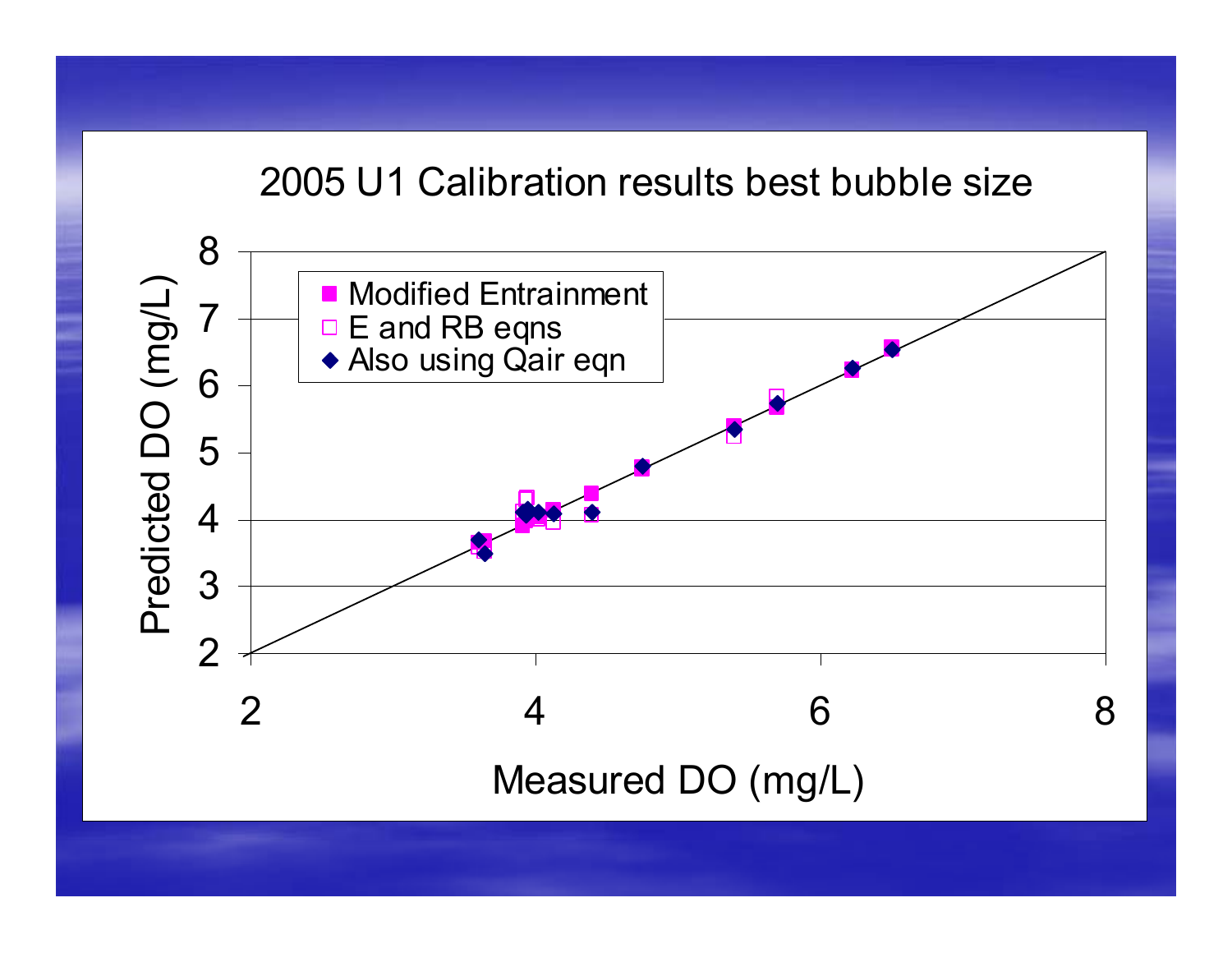# 2005 U1 Calibration results best bubble size

Modified Entrainment

E and RB eqns

Also using Qair eqn

Predicted DO (mg/L)

Measured DO (mg/L)

8

7

6

5

4

3

2

2

4

6

8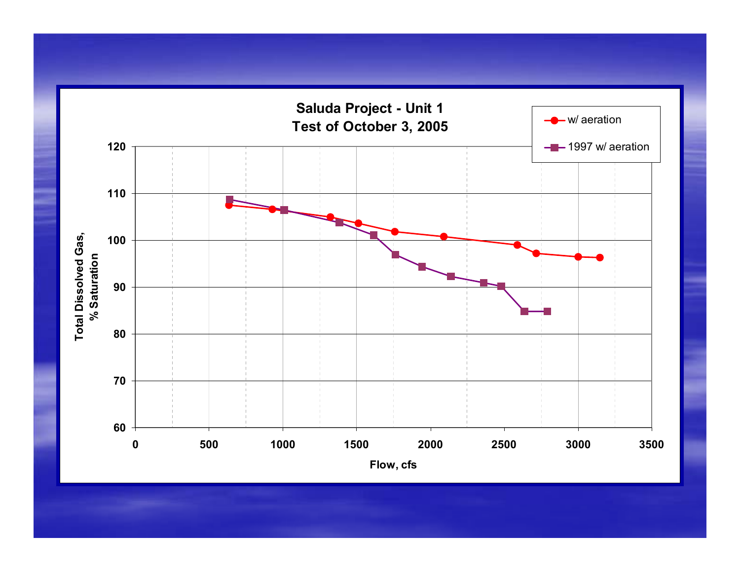Saluda Project - Unit 1
Test of October 3, 2005

w/ aeration

1997 w/ aeration

Total Dissolved Gas, % Saturation

120
110
100
90
80
70
60

0
500
1000
1500
2000
2500
3000
3500

Flow, cfs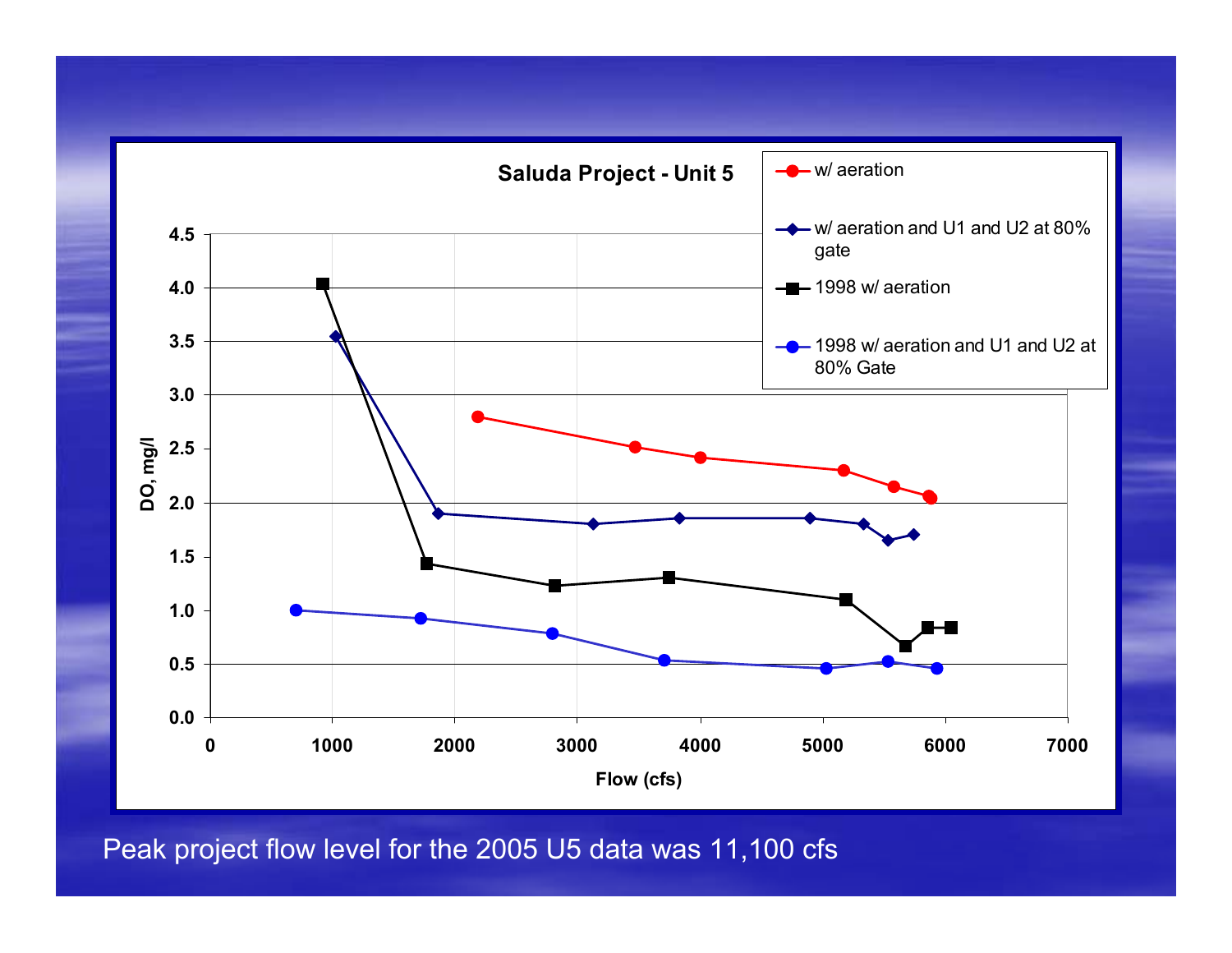Saluda Project - Unit 5

- w/ aeration
- w/ aeration and U1 and U2 at 80% gate
- 1998 w/ aeration
- 1998 w/ aeration and U1 and U2 at 80% Gate

DO, mg/l

4.5
4.0
3.5
3.0
2.5
2.0
1.5
1.0
0.5
0.0

0 1000 2000 3000 4000 5000 6000 7000

Flow (cfs)

Peak project flow level for the 2005 U5 data was 11,100 cfs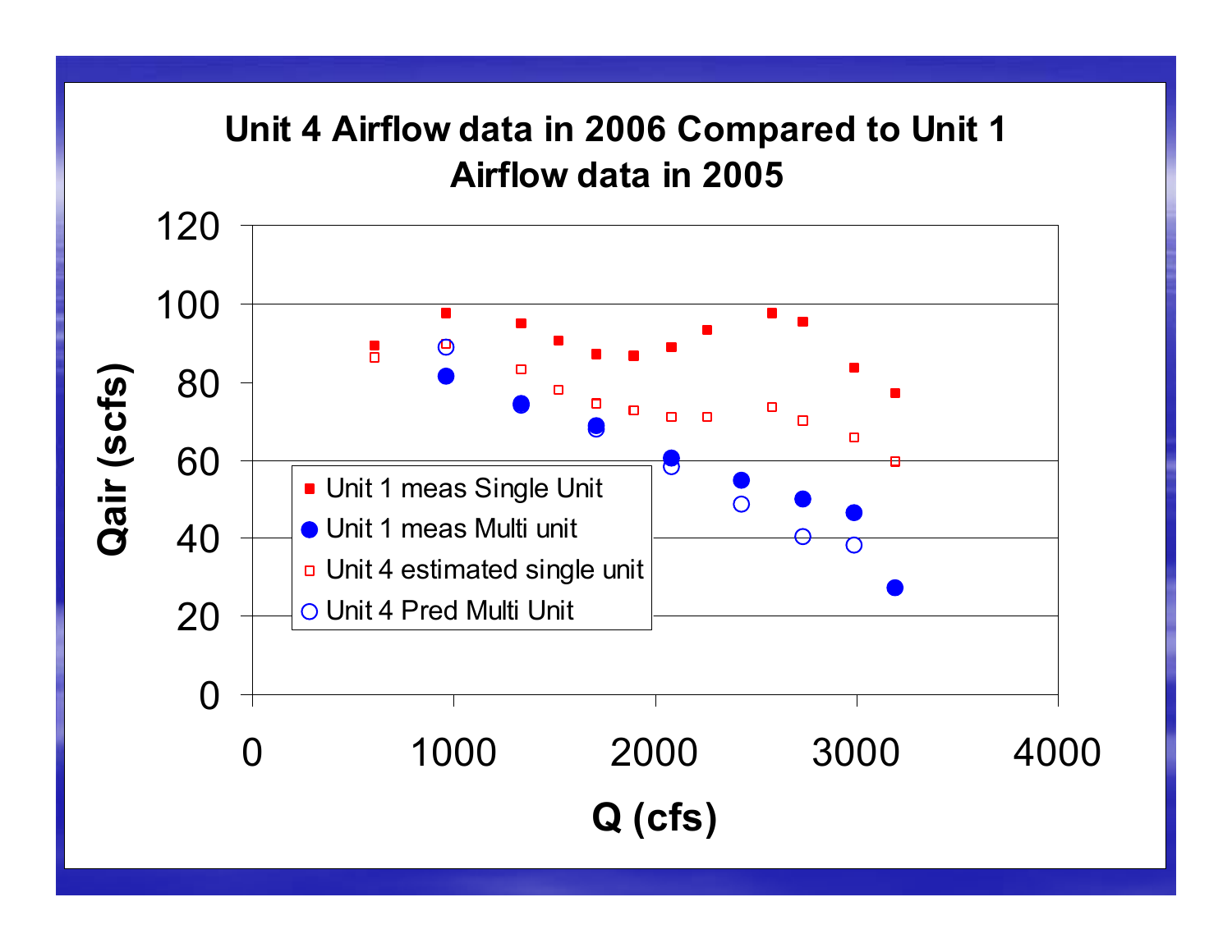# Unit 4 Airflow data in 2006 Compared to Unit 1 Airflow data in 2005

Qair (scfs)

120
100
80
60
40
20
0

0
1000
2000
3000
4000

Q (cfs)

Unit 1 meas Single Unit
Unit 1 meas Multi unit
Unit 4 estimated single unit
Unit 4 Pred Multi Unit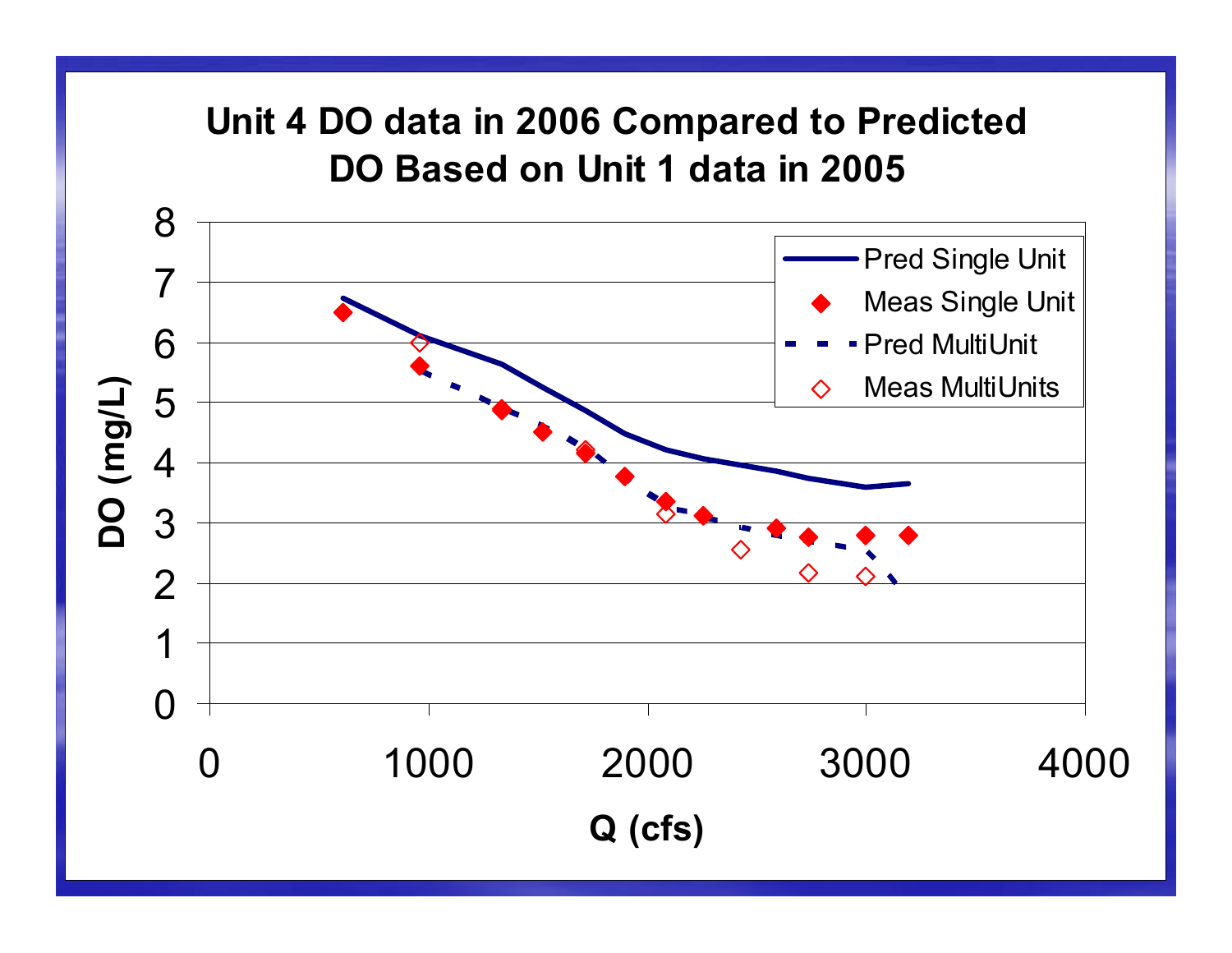## Unit 4 DO data in 2006 Compared to Predicted DO Based on Unit 1 data in 2005

DO (mg/L)

8
7
6
5
4
3
2
1
0

0
1000
2000
3000
4000

Q (cfs)

Pred Single Unit
Meas Single Unit
Pred MultiUnit
Meas MultiUnits